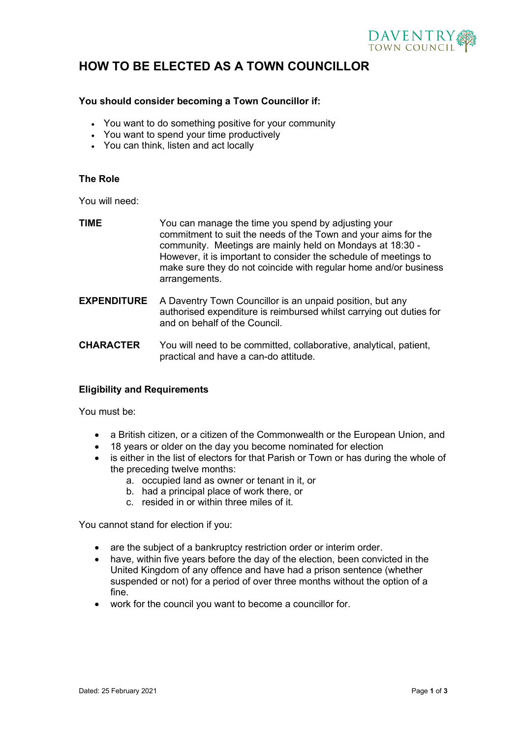DAVENTRY TOWN COUNCIL

# HOW TO BE ELECTED AS A TOWN COUNCILLOR

**You should consider becoming a Town Councillor if:**

- You want to do something positive for your community
- You want to spend your time productively
- You can think, listen and act locally

**The Role**

You will need:

**TIME** You can manage the time you spend by adjusting your commitment to suit the needs of the Town and your aims for the community. Meetings are mainly held on Mondays at 18:30 - However, it is important to consider the schedule of meetings to make sure they do not coincide with regular home and/or business arrangements.

**EXPENDITURE** A Daventry Town Councillor is an unpaid position, but any authorised expenditure is reimbursed whilst carrying out duties for and on behalf of the Council.

**CHARACTER** You will need to be committed, collaborative, analytical, patient, practical and have a can-do attitude.

**Eligibility and Requirements**

You must be:

- a British citizen, or a citizen of the Commonwealth or the European Union, and
- 18 years or older on the day you become nominated for election
- is either in the list of electors for that Parish or Town or has during the whole of the preceding twelve months:
  a. occupied land as owner or tenant in it, or
  b. had a principal place of work there, or
  c. resided in or within three miles of it.

You cannot stand for election if you:

- are the subject of a bankruptcy restriction order or interim order.
- have, within five years before the day of the election, been convicted in the United Kingdom of any offence and have had a prison sentence (whether suspended or not) for a period of over three months without the option of a fine.
- work for the council you want to become a councillor for.

Dated: 25 February 2021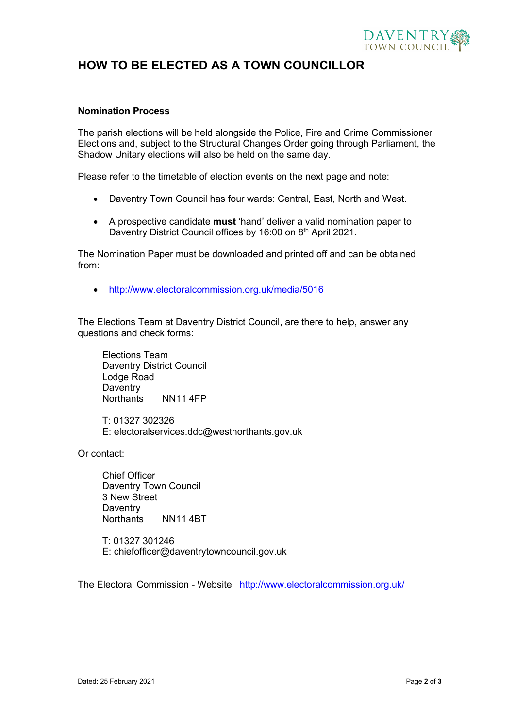# HOW TO BE ELECTED AS A TOWN COUNCILLOR

**Nomination Process**

The parish elections will be held alongside the Police, Fire and Crime Commissioner Elections and, subject to the Structural Changes Order going through Parliament, the Shadow Unitary elections will also be held on the same day.

Please refer to the timetable of election events on the next page and note:

- Daventry Town Council has four wards: Central, East, North and West.
- A prospective candidate **must** 'hand' deliver a valid nomination paper to Daventry District Council offices by 16:00 on 8th April 2021.

The Nomination Paper must be downloaded and printed off and can be obtained from:

- http://www.electoralcommission.org.uk/media/5016

The Elections Team at Daventry District Council, are there to help, answer any questions and check forms:

Elections Team
Daventry District Council
Lodge Road
Daventry
Northants NN11 4FP

T: 01327 302326
E: electoralservices.ddc@westnorthants.gov.uk

Or contact:

Chief Officer
Daventry Town Council
3 New Street
Daventry
Northants NN11 4BT

T: 01327 301246
E: chiefofficer@daventrytowncouncil.gov.uk

The Electoral Commission - Website: http://www.electoralcommission.org.uk/

Dated: 25 February 2021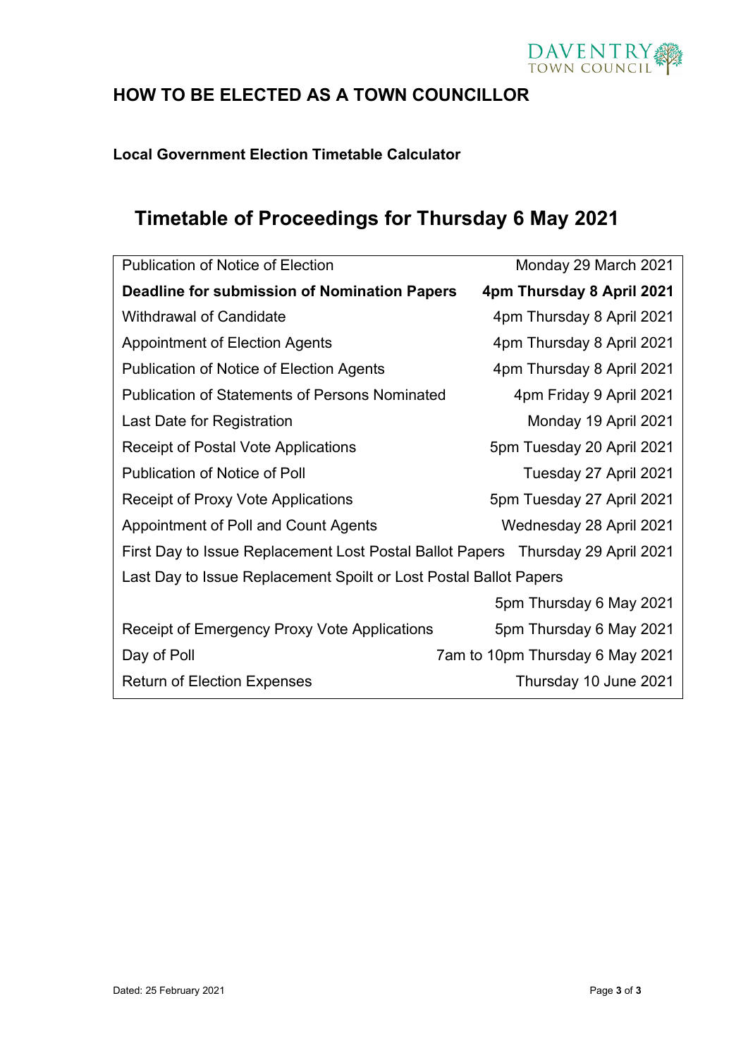## HOW TO BE ELECTED AS A TOWN COUNCILLOR

**Local Government Election Timetable Calculator**

# Timetable of Proceedings for Thursday 6 May 2021

| | |
|---|---|
| Publication of Notice of Election | Monday 29 March 2021 |
| **Deadline for submission of Nomination Papers** | **4pm Thursday 8 April 2021** |
| Withdrawal of Candidate | 4pm Thursday 8 April 2021 |
| Appointment of Election Agents | 4pm Thursday 8 April 2021 |
| Publication of Notice of Election Agents | 4pm Thursday 8 April 2021 |
| Publication of Statements of Persons Nominated | 4pm Friday 9 April 2021 |
| Last Date for Registration | Monday 19 April 2021 |
| Receipt of Postal Vote Applications | 5pm Tuesday 20 April 2021 |
| Publication of Notice of Poll | Tuesday 27 April 2021 |
| Receipt of Proxy Vote Applications | 5pm Tuesday 27 April 2021 |
| Appointment of Poll and Count Agents | Wednesday 28 April 2021 |
| First Day to Issue Replacement Lost Postal Ballot Papers | Thursday 29 April 2021 |
| Last Day to Issue Replacement Spoilt or Lost Postal Ballot Papers | 5pm Thursday 6 May 2021 |
| Receipt of Emergency Proxy Vote Applications | 5pm Thursday 6 May 2021 |
| Day of Poll | 7am to 10pm Thursday 6 May 2021 |
| Return of Election Expenses | Thursday 10 June 2021 |

Dated: 25 February 2021